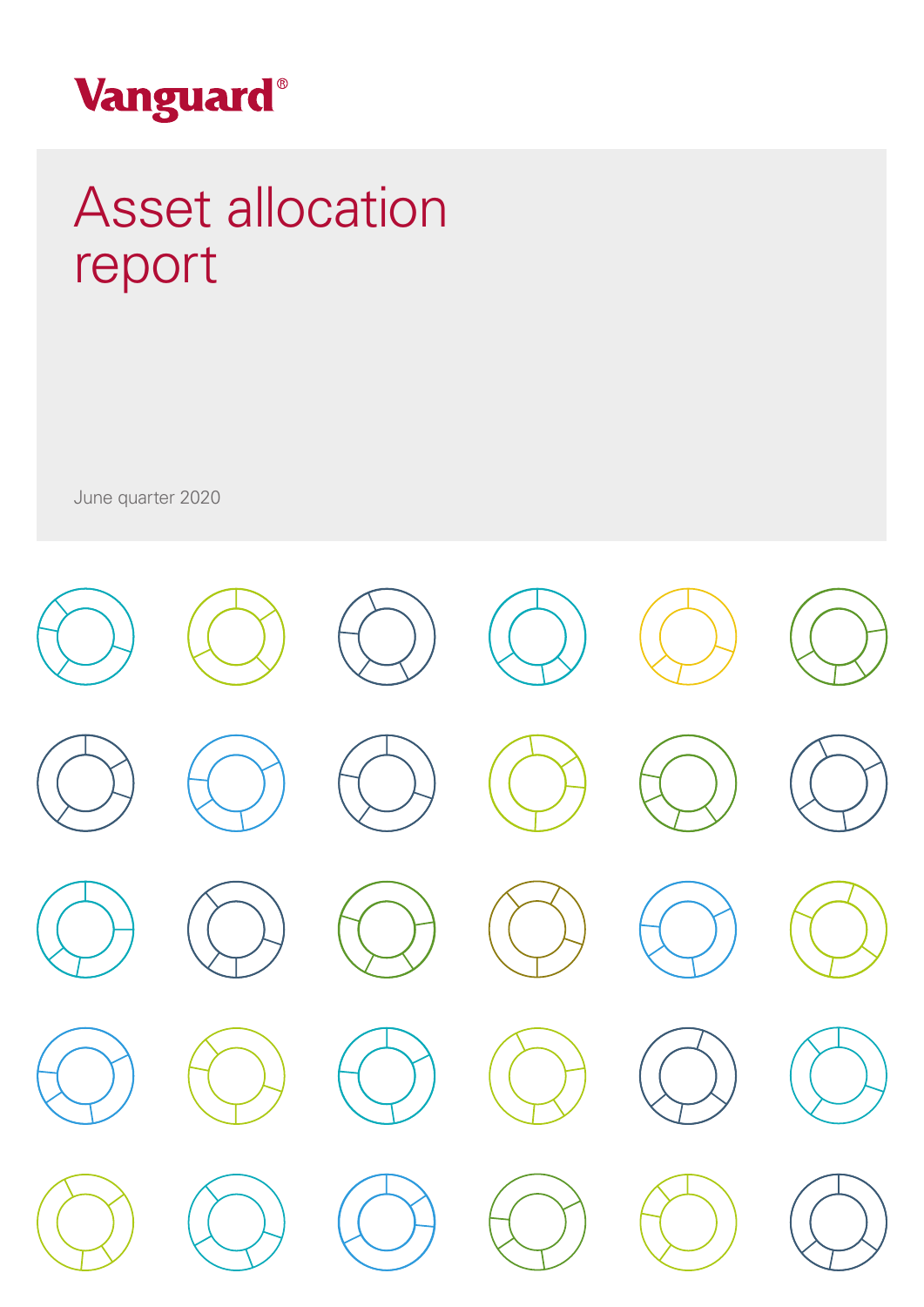Vanguard®

# Asset allocation report

June quarter 2020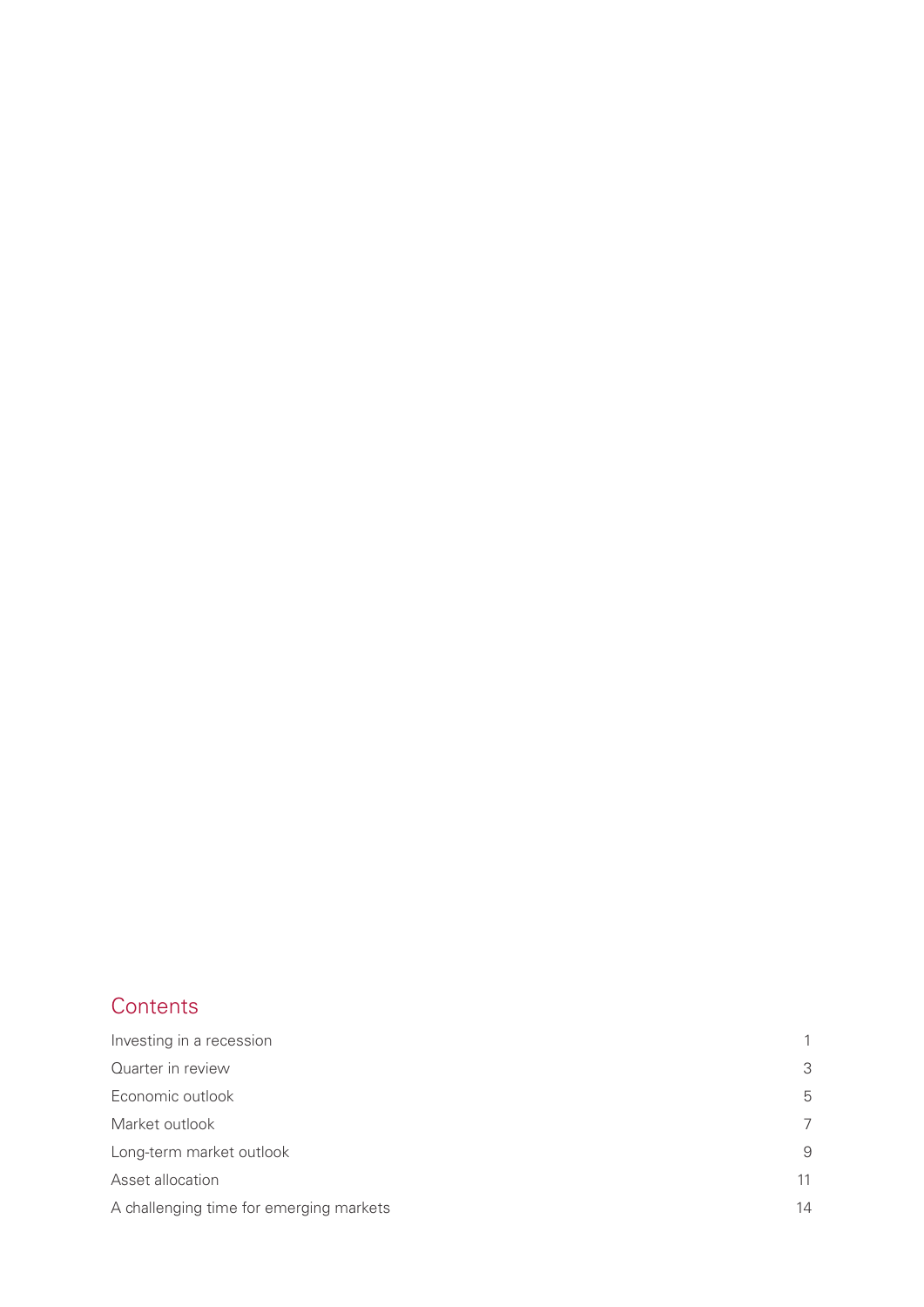## Contents

| | |
|---|---|
| Investing in a recession | 1 |
| Quarter in review | 3 |
| Economic outlook | 5 |
| Market outlook | 7 |
| Long-term market outlook | 9 |
| Asset allocation | 11 |
| A challenging time for emerging markets | 14 |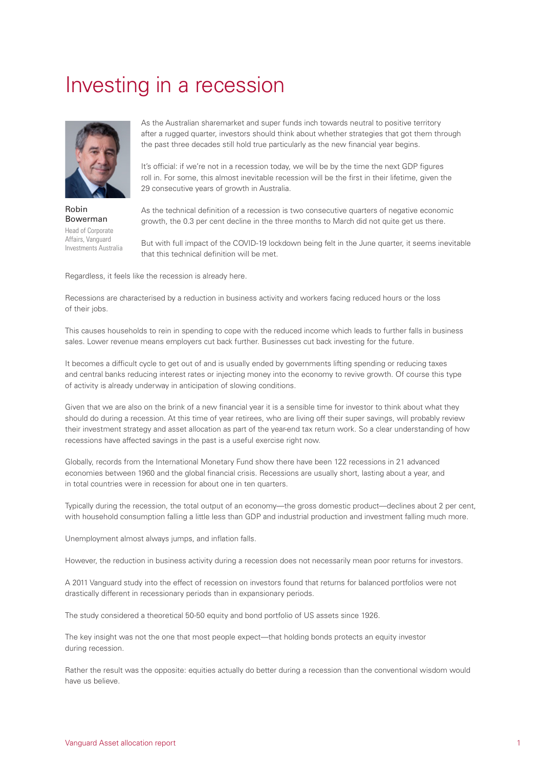# Investing in a recession

Robin Bowerman

Head of Corporate Affairs, Vanguard Investments Australia

As the Australian sharemarket and super funds inch towards neutral to positive territory after a rugged quarter, investors should think about whether strategies that got them through the past three decades still hold true particularly as the new financial year begins.

It's official: if we're not in a recession today, we will be by the time the next GDP figures roll in. For some, this almost inevitable recession will be the first in their lifetime, given the 29 consecutive years of growth in Australia.

As the technical definition of a recession is two consecutive quarters of negative economic growth, the 0.3 per cent decline in the three months to March did not quite get us there.

But with full impact of the COVID-19 lockdown being felt in the June quarter, it seems inevitable that this technical definition will be met.

Regardless, it feels like the recession is already here.

Recessions are characterised by a reduction in business activity and workers facing reduced hours or the loss of their jobs.

This causes households to rein in spending to cope with the reduced income which leads to further falls in business sales. Lower revenue means employers cut back further. Businesses cut back investing for the future.

It becomes a difficult cycle to get out of and is usually ended by governments lifting spending or reducing taxes and central banks reducing interest rates or injecting money into the economy to revive growth. Of course this type of activity is already underway in anticipation of slowing conditions.

Given that we are also on the brink of a new financial year it is a sensible time for investor to think about what they should do during a recession. At this time of year retirees, who are living off their super savings, will probably review their investment strategy and asset allocation as part of the year-end tax return work. So a clear understanding of how recessions have affected savings in the past is a useful exercise right now.

Globally, records from the International Monetary Fund show there have been 122 recessions in 21 advanced economies between 1960 and the global financial crisis. Recessions are usually short, lasting about a year, and in total countries were in recession for about one in ten quarters.

Typically during the recession, the total output of an economy—the gross domestic product—declines about 2 per cent, with household consumption falling a little less than GDP and industrial production and investment falling much more.

Unemployment almost always jumps, and inflation falls.

However, the reduction in business activity during a recession does not necessarily mean poor returns for investors.

A 2011 Vanguard study into the effect of recession on investors found that returns for balanced portfolios were not drastically different in recessionary periods than in expansionary periods.

The study considered a theoretical 50-50 equity and bond portfolio of US assets since 1926.

The key insight was not the one that most people expect—that holding bonds protects an equity investor during recession.

Rather the result was the opposite: equities actually do better during a recession than the conventional wisdom would have us believe.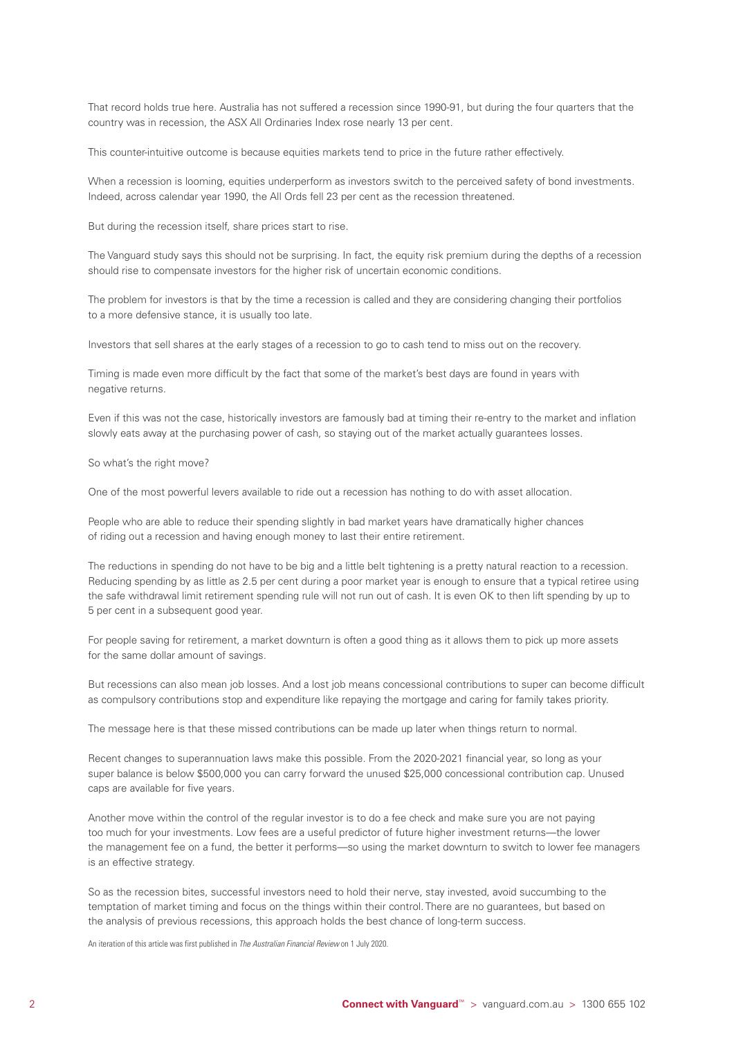That record holds true here. Australia has not suffered a recession since 1990-91, but during the four quarters that the country was in recession, the ASX All Ordinaries Index rose nearly 13 per cent.

This counter-intuitive outcome is because equities markets tend to price in the future rather effectively.

When a recession is looming, equities underperform as investors switch to the perceived safety of bond investments. Indeed, across calendar year 1990, the All Ords fell 23 per cent as the recession threatened.

But during the recession itself, share prices start to rise.

The Vanguard study says this should not be surprising. In fact, the equity risk premium during the depths of a recession should rise to compensate investors for the higher risk of uncertain economic conditions.

The problem for investors is that by the time a recession is called and they are considering changing their portfolios to a more defensive stance, it is usually too late.

Investors that sell shares at the early stages of a recession to go to cash tend to miss out on the recovery.

Timing is made even more difficult by the fact that some of the market's best days are found in years with negative returns.

Even if this was not the case, historically investors are famously bad at timing their re-entry to the market and inflation slowly eats away at the purchasing power of cash, so staying out of the market actually guarantees losses.

So what's the right move?

One of the most powerful levers available to ride out a recession has nothing to do with asset allocation.

People who are able to reduce their spending slightly in bad market years have dramatically higher chances of riding out a recession and having enough money to last their entire retirement.

The reductions in spending do not have to be big and a little belt tightening is a pretty natural reaction to a recession. Reducing spending by as little as 2.5 per cent during a poor market year is enough to ensure that a typical retiree using the safe withdrawal limit retirement spending rule will not run out of cash. It is even OK to then lift spending by up to 5 per cent in a subsequent good year.

For people saving for retirement, a market downturn is often a good thing as it allows them to pick up more assets for the same dollar amount of savings.

But recessions can also mean job losses. And a lost job means concessional contributions to super can become difficult as compulsory contributions stop and expenditure like repaying the mortgage and caring for family takes priority.

The message here is that these missed contributions can be made up later when things return to normal.

Recent changes to superannuation laws make this possible. From the 2020-2021 financial year, so long as your super balance is below $500,000 you can carry forward the unused $25,000 concessional contribution cap. Unused caps are available for five years.

Another move within the control of the regular investor is to do a fee check and make sure you are not paying too much for your investments. Low fees are a useful predictor of future higher investment returns—the lower the management fee on a fund, the better it performs—so using the market downturn to switch to lower fee managers is an effective strategy.

So as the recession bites, successful investors need to hold their nerve, stay invested, avoid succumbing to the temptation of market timing and focus on the things within their control. There are no guarantees, but based on the analysis of previous recessions, this approach holds the best chance of long-term success.

An iteration of this article was first published in *The Australian Financial Review* on 1 July 2020.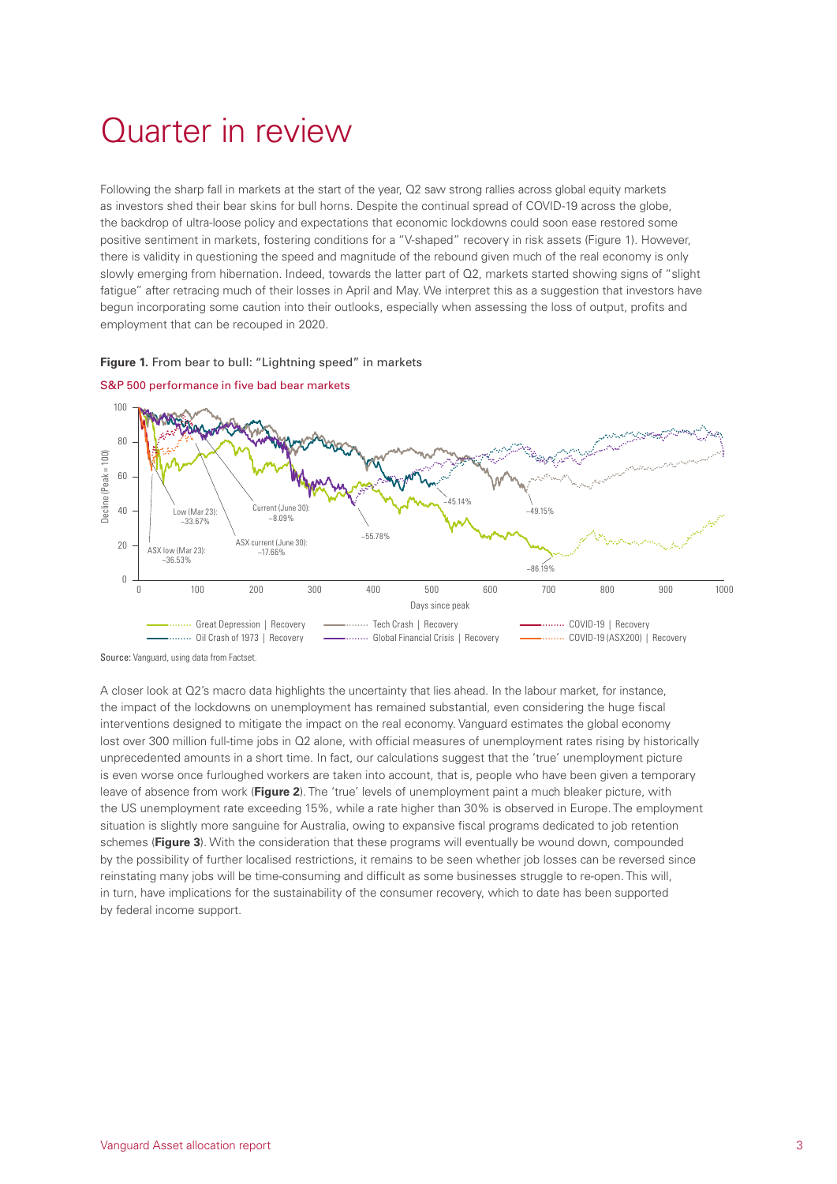# Quarter in review

Following the sharp fall in markets at the start of the year, Q2 saw strong rallies across global equity markets as investors shed their bear skins for bull horns. Despite the continual spread of COVID-19 across the globe, the backdrop of ultra-loose policy and expectations that economic lockdowns could soon ease restored some positive sentiment in markets, fostering conditions for a "V-shaped" recovery in risk assets (Figure 1). However, there is validity in questioning the speed and magnitude of the rebound given much of the real economy is only slowly emerging from hibernation. Indeed, towards the latter part of Q2, markets started showing signs of "slight fatigue" after retracing much of their losses in April and May. We interpret this as a suggestion that investors have begun incorporating some caution into their outlooks, especially when assessing the loss of output, profits and employment that can be recouped in 2020.

**Figure 1.** From bear to bull: "Lightning speed" in markets

S&P 500 performance in five bad bear markets

Source: Vanguard, using data from Factset.

A closer look at Q2's macro data highlights the uncertainty that lies ahead. In the labour market, for instance, the impact of the lockdowns on unemployment has remained substantial, even considering the huge fiscal interventions designed to mitigate the impact on the real economy. Vanguard estimates the global economy lost over 300 million full-time jobs in Q2 alone, with official measures of unemployment rates rising by historically unprecedented amounts in a short time. In fact, our calculations suggest that the 'true' unemployment picture is even worse once furloughed workers are taken into account, that is, people who have been given a temporary leave of absence from work (**Figure 2**). The 'true' levels of unemployment paint a much bleaker picture, with the US unemployment rate exceeding 15%, while a rate higher than 30% is observed in Europe. The employment situation is slightly more sanguine for Australia, owing to expansive fiscal programs dedicated to job retention schemes (**Figure 3**). With the consideration that these programs will eventually be wound down, compounded by the possibility of further localised restrictions, it remains to be seen whether job losses can be reversed since reinstating many jobs will be time-consuming and difficult as some businesses struggle to re-open. This will, in turn, have implications for the sustainability of the consumer recovery, which to date has been supported by federal income support.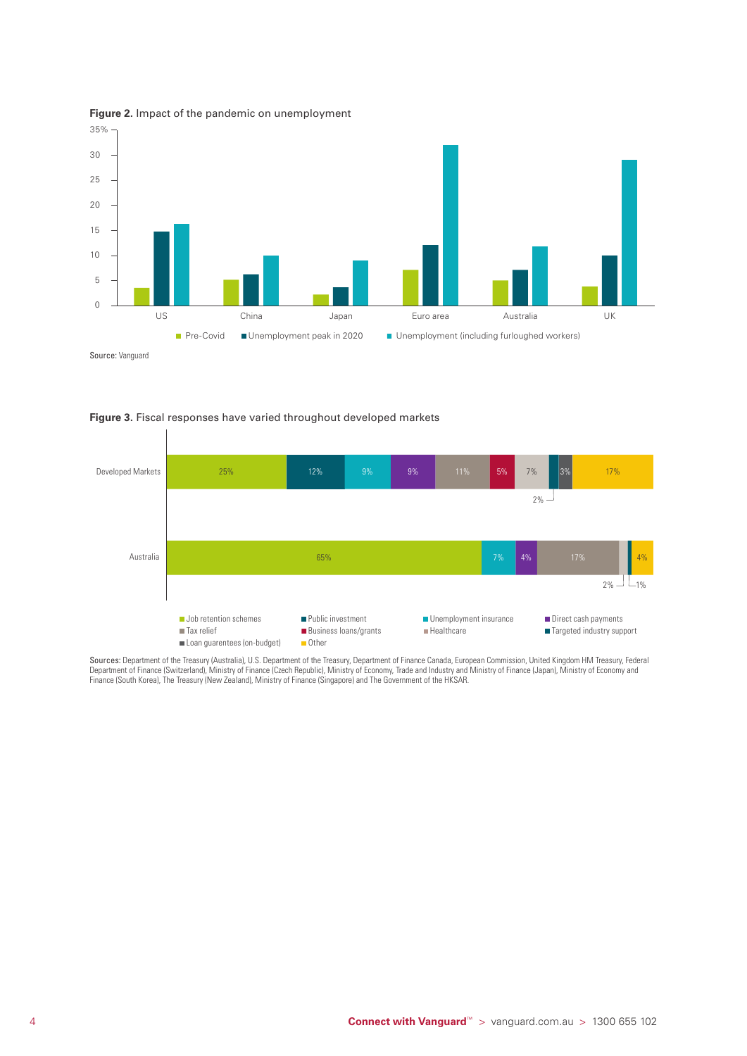**Figure 2.** Impact of the pandemic on unemployment

| | Pre-Covid | Unemployment peak in 2020 | Unemployment (including furloughed workers) |
|---|---|---|---|
| US | | | |
| China | | | |
| Japan | | | |
| Euro area | | | |
| Australia | | | |
| UK | | | |

Source: Vanguard

**Figure 3.** Fiscal responses have varied throughout developed markets

| | Job retention schemes | Public investment | Unemployment insurance | Direct cash payments | Tax relief | Business loans/grants | Healthcare | Targeted industry support | Loan guarentees (on-budget) | Other |
|---|---|---|---|---|---|---|---|---|---|---|
| Developed Markets | 25% | 12% | 9% | 9% | 11% | 5% | 7% | 2% | 3% | 17% |
| Australia | 65% | | 7% | 4% | 17% | | 2% | 1% | | 4% |

Sources: Department of the Treasury (Australia), U.S. Department of the Treasury, Department of Finance Canada, European Commission, United Kingdom HM Treasury, Federal Department of Finance (Switzerland), Ministry of Finance (Czech Republic), Ministry of Economy, Trade and Industry and Ministry of Finance (Japan), Ministry of Economy and Finance (South Korea), The Treasury (New Zealand), Ministry of Finance (Singapore) and The Government of the HKSAR.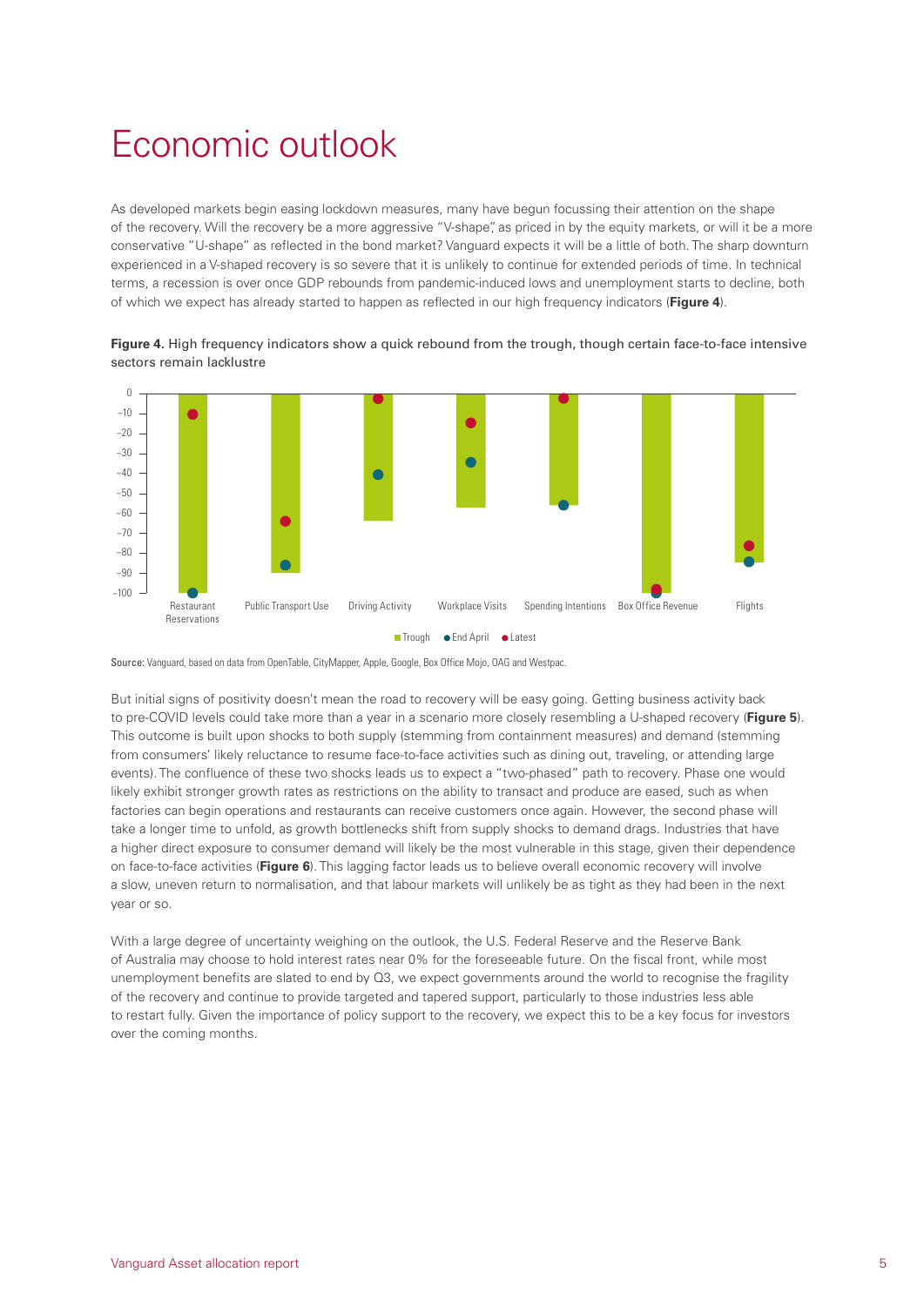# Economic outlook

As developed markets begin easing lockdown measures, many have begun focussing their attention on the shape of the recovery. Will the recovery be a more aggressive "V-shape", as priced in by the equity markets, or will it be a more conservative "U-shape" as reflected in the bond market? Vanguard expects it will be a little of both. The sharp downturn experienced in a V-shaped recovery is so severe that it is unlikely to continue for extended periods of time. In technical terms, a recession is over once GDP rebounds from pandemic-induced lows and unemployment starts to decline, both of which we expect has already started to happen as reflected in our high frequency indicators (**Figure 4**).

**Figure 4.** High frequency indicators show a quick rebound from the trough, though certain face-to-face intensive sectors remain lacklustre

Source: Vanguard, based on data from OpenTable, CityMapper, Apple, Google, Box Office Mojo, OAG and Westpac.

But initial signs of positivity doesn't mean the road to recovery will be easy going. Getting business activity back to pre-COVID levels could take more than a year in a scenario more closely resembling a U-shaped recovery (**Figure 5**). This outcome is built upon shocks to both supply (stemming from containment measures) and demand (stemming from consumers' likely reluctance to resume face-to-face activities such as dining out, traveling, or attending large events). The confluence of these two shocks leads us to expect a "two-phased" path to recovery. Phase one would likely exhibit stronger growth rates as restrictions on the ability to transact and produce are eased, such as when factories can begin operations and restaurants can receive customers once again. However, the second phase will take a longer time to unfold, as growth bottlenecks shift from supply shocks to demand drags. Industries that have a higher direct exposure to consumer demand will likely be the most vulnerable in this stage, given their dependence on face-to-face activities (**Figure 6**). This lagging factor leads us to believe overall economic recovery will involve a slow, uneven return to normalisation, and that labour markets will unlikely be as tight as they had been in the next year or so.

With a large degree of uncertainty weighing on the outlook, the U.S. Federal Reserve and the Reserve Bank of Australia may choose to hold interest rates near 0% for the foreseeable future. On the fiscal front, while most unemployment benefits are slated to end by Q3, we expect governments around the world to recognise the fragility of the recovery and continue to provide targeted and tapered support, particularly to those industries less able to restart fully. Given the importance of policy support to the recovery, we expect this to be a key focus for investors over the coming months.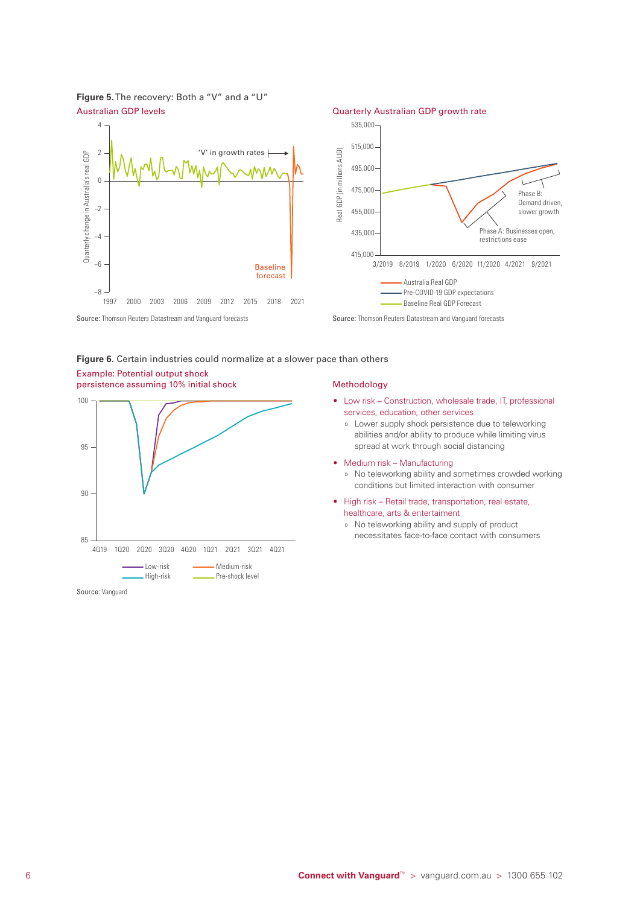**Figure 5.** The recovery: Both a "V" and a "U"

Australian GDP levels

Source: Thomson Reuters Datastream and Vanguard forecasts

Quarterly Australian GDP growth rate

Source: Thomson Reuters Datastream and Vanguard forecasts

**Figure 6.** Certain industries could normalize at a slower pace than others

Example: Potential output shock persistence assuming 10% initial shock

Source: Vanguard

Methodology

- Low risk – Construction, wholesale trade, IT, professional services, education, other services
  - » Lower supply shock persistence due to teleworking abilities and/or ability to produce while limiting virus spread at work through social distancing
- Medium risk – Manufacturing
  - » No teleworking ability and sometimes crowded working conditions but limited interaction with consumer
- High risk – Retail trade, transportation, real estate, healthcare, arts & entertainment
  - » No teleworking ability and supply of product necessitates face-to-face contact with consumers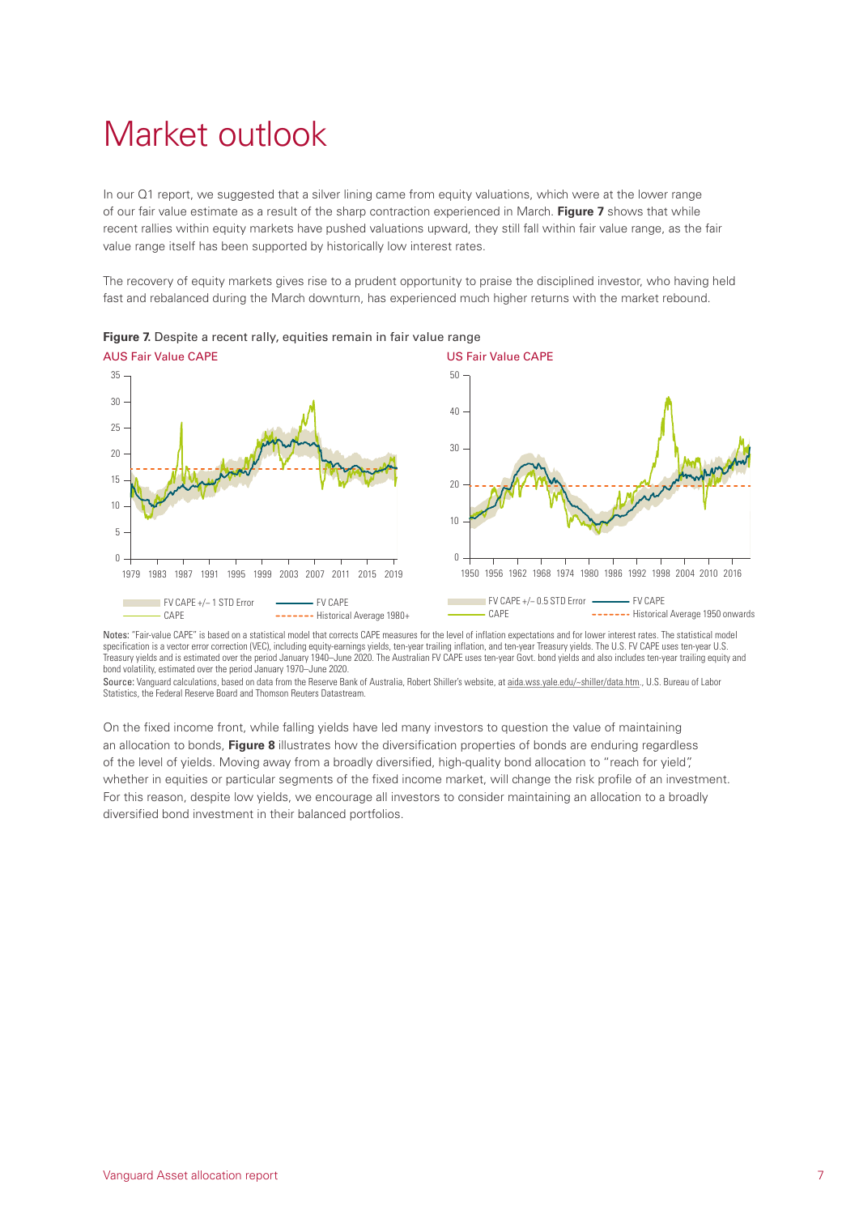# Market outlook

In our Q1 report, we suggested that a silver lining came from equity valuations, which were at the lower range of our fair value estimate as a result of the sharp contraction experienced in March. **Figure 7** shows that while recent rallies within equity markets have pushed valuations upward, they still fall within fair value range, as the fair value range itself has been supported by historically low interest rates.

The recovery of equity markets gives rise to a prudent opportunity to praise the disciplined investor, who having held fast and rebalanced during the March downturn, has experienced much higher returns with the market rebound.

**Figure 7.** Despite a recent rally, equities remain in fair value range

AUS Fair Value CAPE

US Fair Value CAPE

Notes: "Fair-value CAPE" is based on a statistical model that corrects CAPE measures for the level of inflation expectations and for lower interest rates. The statistical model specification is a vector error correction (VEC), including equity-earnings yields, ten-year trailing inflation, and ten-year Treasury yields. The U.S. FV CAPE uses ten-year U.S. Treasury yields and is estimated over the period January 1940–June 2020. The Australian FV CAPE uses ten-year Govt. bond yields and also includes ten-year trailing equity and bond volatility, estimated over the period January 1970–June 2020.

Source: Vanguard calculations, based on data from the Reserve Bank of Australia, Robert Shiller's website, at aida.wss.yale.edu/~shiller/data.htm., U.S. Bureau of Labor Statistics, the Federal Reserve Board and Thomson Reuters Datastream.

On the fixed income front, while falling yields have led many investors to question the value of maintaining an allocation to bonds, **Figure 8** illustrates how the diversification properties of bonds are enduring regardless of the level of yields. Moving away from a broadly diversified, high-quality bond allocation to "reach for yield", whether in equities or particular segments of the fixed income market, will change the risk profile of an investment. For this reason, despite low yields, we encourage all investors to consider maintaining an allocation to a broadly diversified bond investment in their balanced portfolios.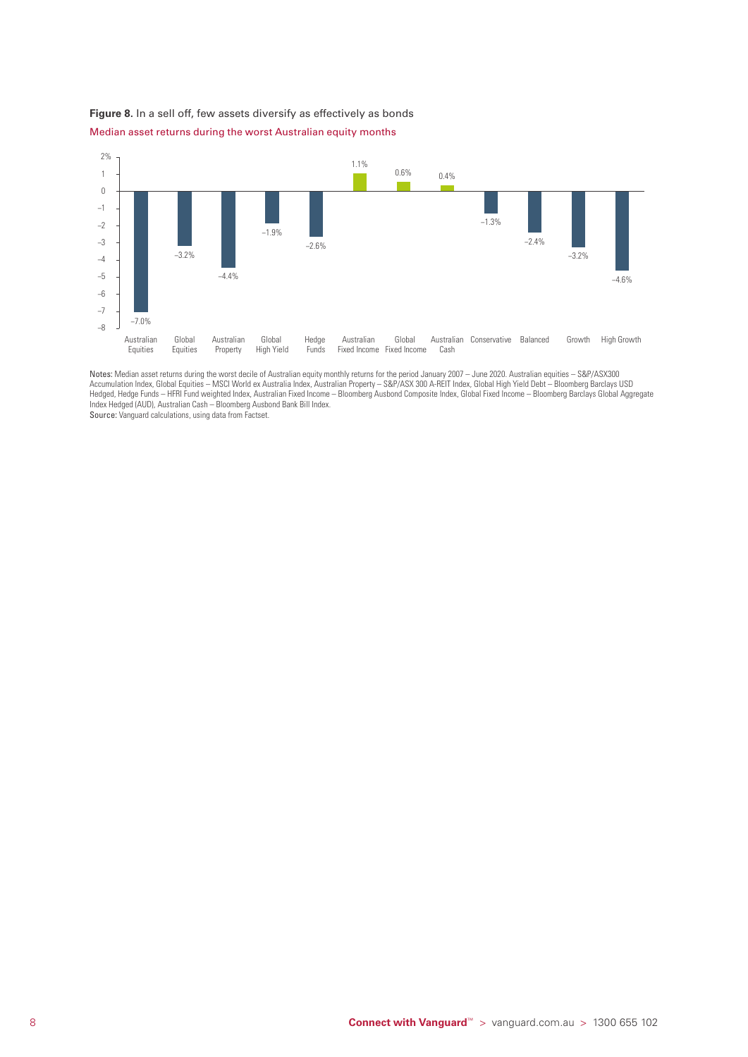**Figure 8.** In a sell off, few assets diversify as effectively as bonds

Median asset returns during the worst Australian equity months

| Asset | Median return |
| --- | --- |
| Australian Equities | −7.0% |
| Global Equities | −3.2% |
| Australian Property | −4.4% |
| Global High Yield | −1.9% |
| Hedge Funds | −2.6% |
| Australian Fixed Income | 1.1% |
| Global Fixed Income | 0.6% |
| Australian Cash | 0.4% |
| Conservative | −1.3% |
| Balanced | −2.4% |
| Growth | −3.2% |
| High Growth | −4.6% |

Notes: Median asset returns during the worst decile of Australian equity monthly returns for the period January 2007 – June 2020. Australian equities – S&P/ASX300 Accumulation Index, Global Equities – MSCI World ex Australia Index, Australian Property – S&P/ASX 300 A-REIT Index, Global High Yield Debt – Bloomberg Barclays USD Hedged, Hedge Funds – HFRI Fund weighted Index, Australian Fixed Income – Bloomberg Ausbond Composite Index, Global Fixed Income – Bloomberg Barclays Global Aggregate Index Hedged (AUD), Australian Cash – Bloomberg Ausbond Bank Bill Index.

Source: Vanguard calculations, using data from Factset.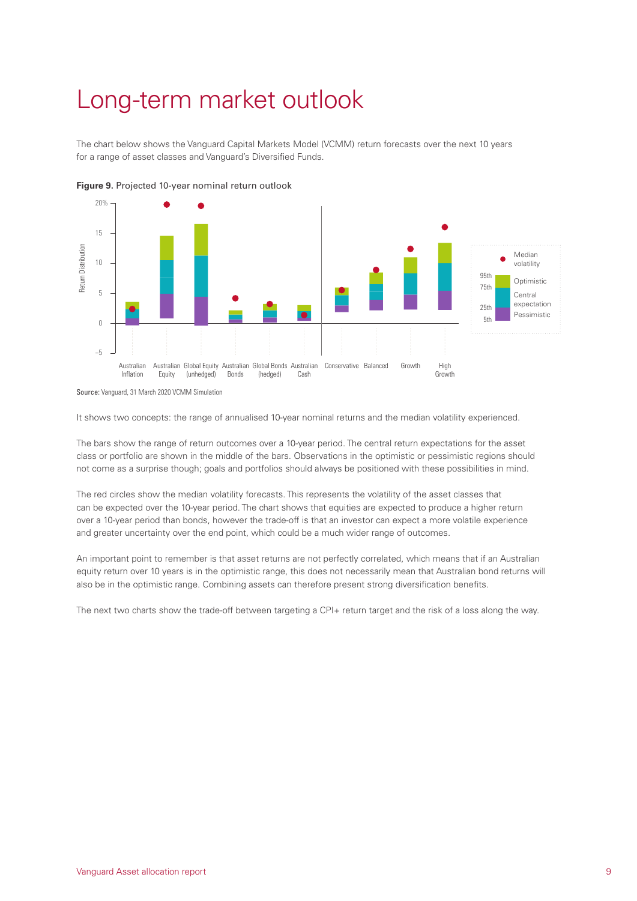# Long-term market outlook

The chart below shows the Vanguard Capital Markets Model (VCMM) return forecasts over the next 10 years for a range of asset classes and Vanguard's Diversified Funds.

**Figure 9.** Projected 10-year nominal return outlook

Source: Vanguard, 31 March 2020 VCMM Simulation

It shows two concepts: the range of annualised 10-year nominal returns and the median volatility experienced.

The bars show the range of return outcomes over a 10-year period. The central return expectations for the asset class or portfolio are shown in the middle of the bars. Observations in the optimistic or pessimistic regions should not come as a surprise though; goals and portfolios should always be positioned with these possibilities in mind.

The red circles show the median volatility forecasts. This represents the volatility of the asset classes that can be expected over the 10-year period. The chart shows that equities are expected to produce a higher return over a 10-year period than bonds, however the trade-off is that an investor can expect a more volatile experience and greater uncertainty over the end point, which could be a much wider range of outcomes.

An important point to remember is that asset returns are not perfectly correlated, which means that if an Australian equity return over 10 years is in the optimistic range, this does not necessarily mean that Australian bond returns will also be in the optimistic range. Combining assets can therefore present strong diversification benefits.

The next two charts show the trade-off between targeting a CPI+ return target and the risk of a loss along the way.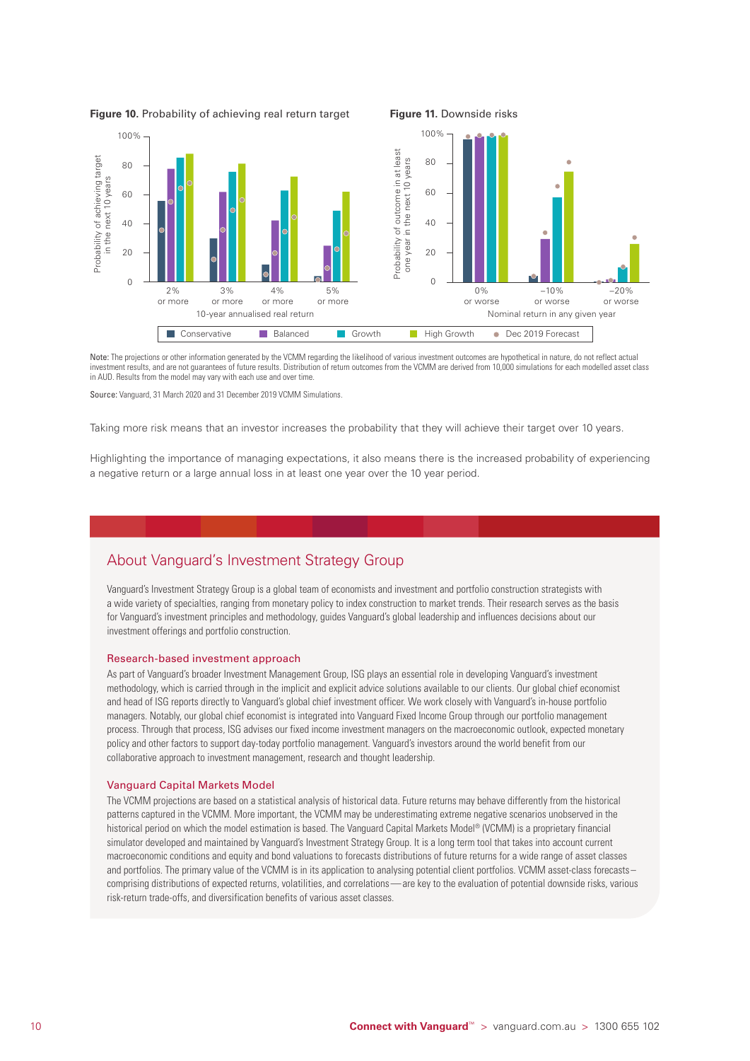**Figure 10.** Probability of achieving real return target

**Figure 11.** Downside risks

Note: The projections or other information generated by the VCMM regarding the likelihood of various investment outcomes are hypothetical in nature, do not reflect actual investment results, and are not guarantees of future results. Distribution of return outcomes from the VCMM are derived from 10,000 simulations for each modelled asset class in AUD. Results from the model may vary with each use and over time.

Source: Vanguard, 31 March 2020 and 31 December 2019 VCMM Simulations.

Taking more risk means that an investor increases the probability that they will achieve their target over 10 years.

Highlighting the importance of managing expectations, it also means there is the increased probability of experiencing a negative return or a large annual loss in at least one year over the 10 year period.

## About Vanguard's Investment Strategy Group

Vanguard's Investment Strategy Group is a global team of economists and investment and portfolio construction strategists with a wide variety of specialties, ranging from monetary policy to index construction to market trends. Their research serves as the basis for Vanguard's investment principles and methodology, guides Vanguard's global leadership and influences decisions about our investment offerings and portfolio construction.

### Research-based investment approach

As part of Vanguard's broader Investment Management Group, ISG plays an essential role in developing Vanguard's investment methodology, which is carried through in the implicit and explicit advice solutions available to our clients. Our global chief economist and head of ISG reports directly to Vanguard's global chief investment officer. We work closely with Vanguard's in-house portfolio managers. Notably, our global chief economist is integrated into Vanguard Fixed Income Group through our portfolio management process. Through that process, ISG advises our fixed income investment managers on the macroeconomic outlook, expected monetary policy and other factors to support day-today portfolio management. Vanguard's investors around the world benefit from our collaborative approach to investment management, research and thought leadership.

### Vanguard Capital Markets Model

The VCMM projections are based on a statistical analysis of historical data. Future returns may behave differently from the historical patterns captured in the VCMM. More important, the VCMM may be underestimating extreme negative scenarios unobserved in the historical period on which the model estimation is based. The Vanguard Capital Markets Model® (VCMM) is a proprietary financial simulator developed and maintained by Vanguard's Investment Strategy Group. It is a long term tool that takes into account current macroeconomic conditions and equity and bond valuations to forecasts distributions of future returns for a wide range of asset classes and portfolios. The primary value of the VCMM is in its application to analysing potential client portfolios. VCMM asset-class forecasts – comprising distributions of expected returns, volatilities, and correlations — are key to the evaluation of potential downside risks, various risk-return trade-offs, and diversification benefits of various asset classes.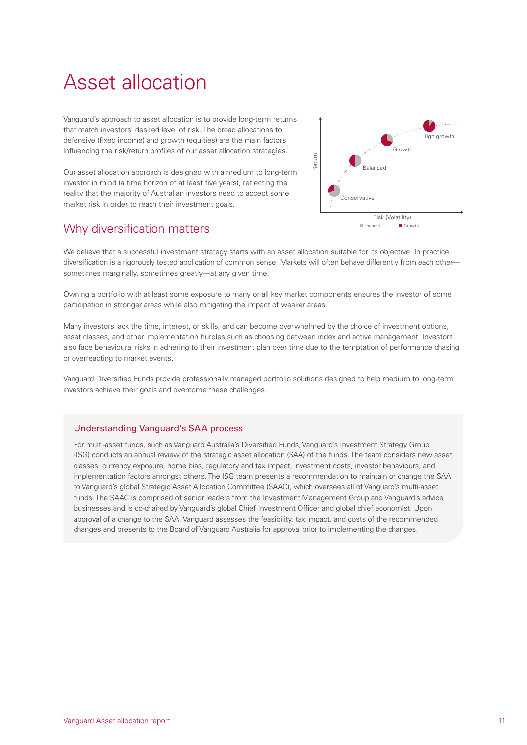# Asset allocation

Vanguard's approach to asset allocation is to provide long-term returns that match investors' desired level of risk. The broad allocations to defensive (fixed income) and growth (equities) are the main factors influencing the risk/return profiles of our asset allocation strategies.

Our asset allocation approach is designed with a medium to long-term investor in mind (a time horizon of at least five years), reflecting the reality that the majority of Australian investors need to accept some market risk in order to reach their investment goals.

## Why diversification matters

We believe that a successful investment strategy starts with an asset allocation suitable for its objective. In practice, diversification is a rigorously tested application of common sense: Markets will often behave differently from each other—sometimes marginally, sometimes greatly—at any given time.

Owning a portfolio with at least some exposure to many or all key market components ensures the investor of some participation in stronger areas while also mitigating the impact of weaker areas.

Many investors lack the time, interest, or skills, and can become overwhelmed by the choice of investment options, asset classes, and other implementation hurdles such as choosing between index and active management. Investors also face behavioural risks in adhering to their investment plan over time due to the temptation of performance chasing or overreacting to market events.

Vanguard Diversified Funds provide professionally managed portfolio solutions designed to help medium to long-term investors achieve their goals and overcome these challenges.

### Understanding Vanguard's SAA process

For multi-asset funds, such as Vanguard Australia's Diversified Funds, Vanguard's Investment Strategy Group (ISG) conducts an annual review of the strategic asset allocation (SAA) of the funds. The team considers new asset classes, currency exposure, home bias, regulatory and tax impact, investment costs, investor behaviours, and implementation factors amongst others. The ISG team presents a recommendation to maintain or change the SAA to Vanguard's global Strategic Asset Allocation Committee (SAAC), which oversees all of Vanguard's multi-asset funds. The SAAC is comprised of senior leaders from the Investment Management Group and Vanguard's advice businesses and is co-chaired by Vanguard's global Chief Investment Officer and global chief economist. Upon approval of a change to the SAA, Vanguard assesses the feasibility, tax impact, and costs of the recommended changes and presents to the Board of Vanguard Australia for approval prior to implementing the changes.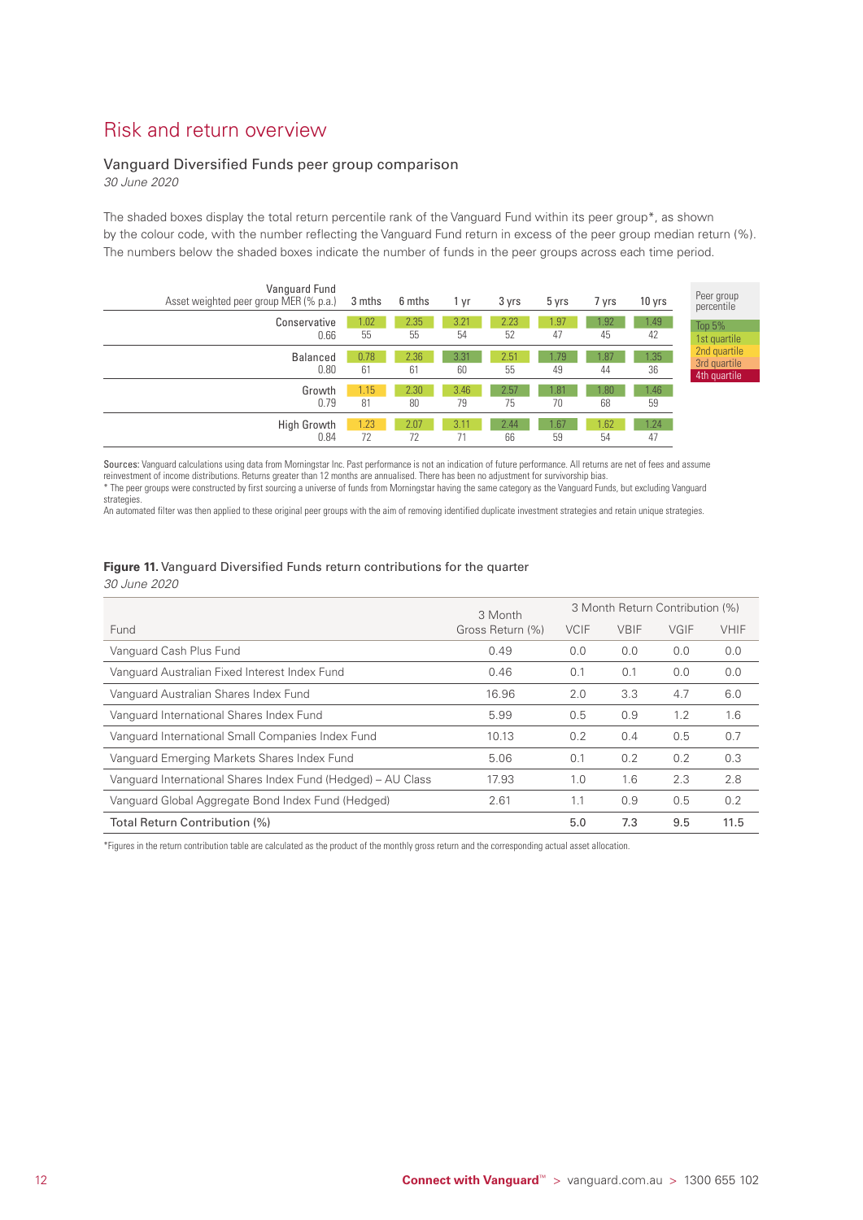# Risk and return overview

## Vanguard Diversified Funds peer group comparison

*30 June 2020*

The shaded boxes display the total return percentile rank of the Vanguard Fund within its peer group*, as shown by the colour code, with the number reflecting the Vanguard Fund return in excess of the peer group median return (%). The numbers below the shaded boxes indicate the number of funds in the peer groups across each time period.

| Vanguard Fund<br>Asset weighted peer group MER (% p.a.) | 3 mths | 6 mths | 1 yr | 3 yrs | 5 yrs | 7 yrs | 10 yrs |
|---|---|---|---|---|---|---|---|
| Conservative | 1.02 | 2.35 | 3.21 | 2.23 | 1.97 | 1.92 | 1.49 |
| 0.66 | 55 | 55 | 54 | 52 | 47 | 45 | 42 |
| Balanced | 0.78 | 2.36 | 3.31 | 2.51 | 1.79 | 1.87 | 1.35 |
| 0.80 | 61 | 61 | 60 | 55 | 49 | 44 | 36 |
| Growth | 1.15 | 2.30 | 3.46 | 2.57 | 1.81 | 1.80 | 1.46 |
| 0.79 | 81 | 80 | 79 | 75 | 70 | 68 | 59 |
| High Growth | 1.23 | 2.07 | 3.11 | 2.44 | 1.67 | 1.62 | 1.24 |
| 0.84 | 72 | 72 | 71 | 66 | 59 | 54 | 47 |

Peer group percentile:
- Top 5%
- 1st quartile
- 2nd quartile
- 3rd quartile
- 4th quartile

Sources: Vanguard calculations using data from Morningstar Inc. Past performance is not an indication of future performance. All returns are net of fees and assume reinvestment of income distributions. Returns greater than 12 months are annualised. There has been no adjustment for survivorship bias.

* The peer groups were constructed by first sourcing a universe of funds from Morningstar having the same category as the Vanguard Funds, but excluding Vanguard strategies.

An automated filter was then applied to these original peer groups with the aim of removing identified duplicate investment strategies and retain unique strategies.

**Figure 11.** Vanguard Diversified Funds return contributions for the quarter

*30 June 2020*

| Fund | 3 Month Gross Return (%) | 3 Month Return Contribution (%) | | | |
|---|---|---|---|---|---|
| | | VCIF | VBIF | VGIF | VHIF |
| Vanguard Cash Plus Fund | 0.49 | 0.0 | 0.0 | 0.0 | 0.0 |
| Vanguard Australian Fixed Interest Index Fund | 0.46 | 0.1 | 0.1 | 0.0 | 0.0 |
| Vanguard Australian Shares Index Fund | 16.96 | 2.0 | 3.3 | 4.7 | 6.0 |
| Vanguard International Shares Index Fund | 5.99 | 0.5 | 0.9 | 1.2 | 1.6 |
| Vanguard International Small Companies Index Fund | 10.13 | 0.2 | 0.4 | 0.5 | 0.7 |
| Vanguard Emerging Markets Shares Index Fund | 5.06 | 0.1 | 0.2 | 0.2 | 0.3 |
| Vanguard International Shares Index Fund (Hedged) – AU Class | 17.93 | 1.0 | 1.6 | 2.3 | 2.8 |
| Vanguard Global Aggregate Bond Index Fund (Hedged) | 2.61 | 1.1 | 0.9 | 0.5 | 0.2 |
| **Total Return Contribution (%)** | | **5.0** | **7.3** | **9.5** | **11.5** |

*Figures in the return contribution table are calculated as the product of the monthly gross return and the corresponding actual asset allocation.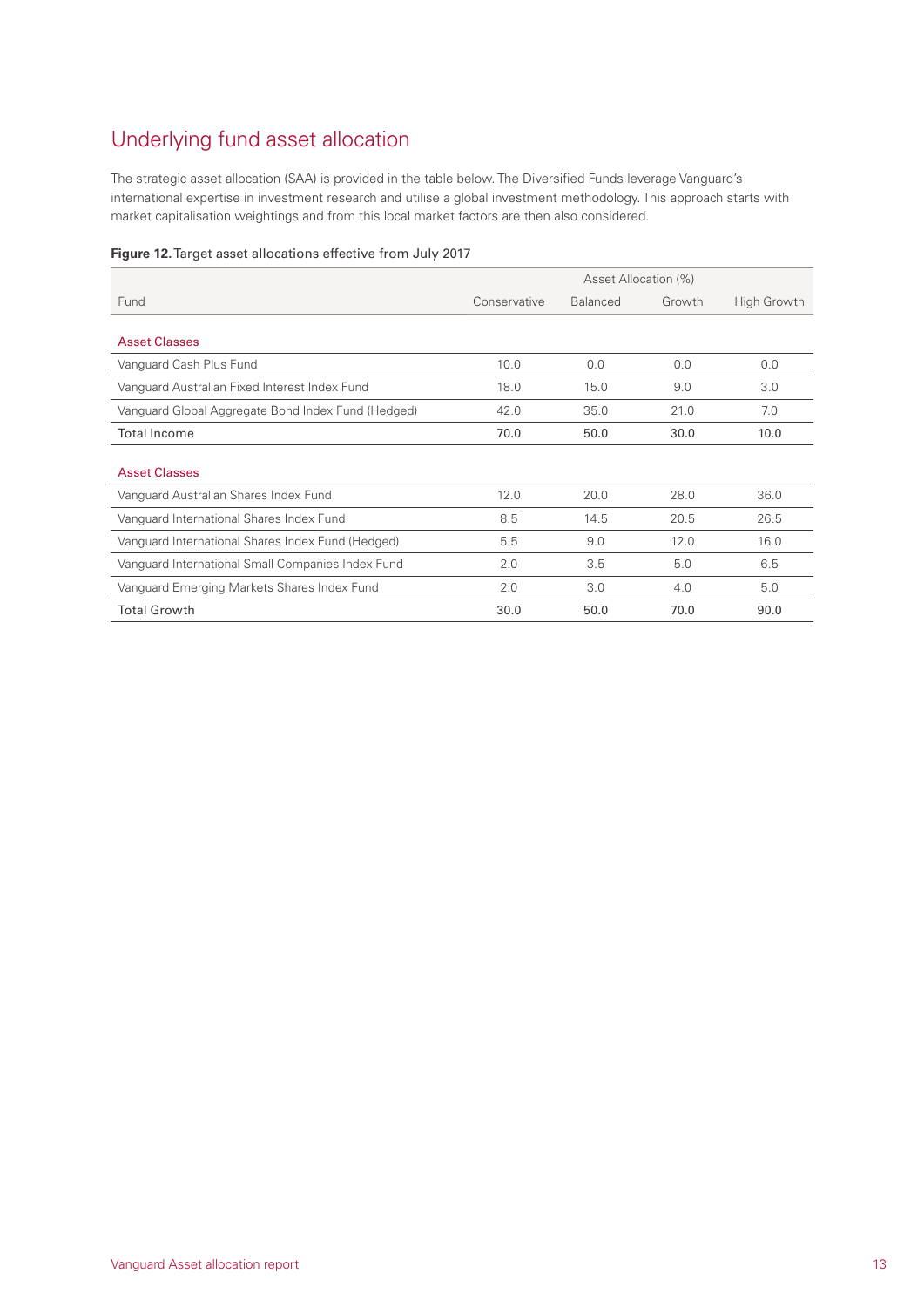## Underlying fund asset allocation

The strategic asset allocation (SAA) is provided in the table below. The Diversified Funds leverage Vanguard's international expertise in investment research and utilise a global investment methodology. This approach starts with market capitalisation weightings and from this local market factors are then also considered.

**Figure 12.** Target asset allocations effective from July 2017

| | Asset Allocation (%) | | | |
|---|---|---|---|---|
| Fund | Conservative | Balanced | Growth | High Growth |
| Asset Classes | | | | |
| Vanguard Cash Plus Fund | 10.0 | 0.0 | 0.0 | 0.0 |
| Vanguard Australian Fixed Interest Index Fund | 18.0 | 15.0 | 9.0 | 3.0 |
| Vanguard Global Aggregate Bond Index Fund (Hedged) | 42.0 | 35.0 | 21.0 | 7.0 |
| **Total Income** | **70.0** | **50.0** | **30.0** | **10.0** |
| Asset Classes | | | | |
| Vanguard Australian Shares Index Fund | 12.0 | 20.0 | 28.0 | 36.0 |
| Vanguard International Shares Index Fund | 8.5 | 14.5 | 20.5 | 26.5 |
| Vanguard International Shares Index Fund (Hedged) | 5.5 | 9.0 | 12.0 | 16.0 |
| Vanguard International Small Companies Index Fund | 2.0 | 3.5 | 5.0 | 6.5 |
| Vanguard Emerging Markets Shares Index Fund | 2.0 | 3.0 | 4.0 | 5.0 |
| **Total Growth** | **30.0** | **50.0** | **70.0** | **90.0** |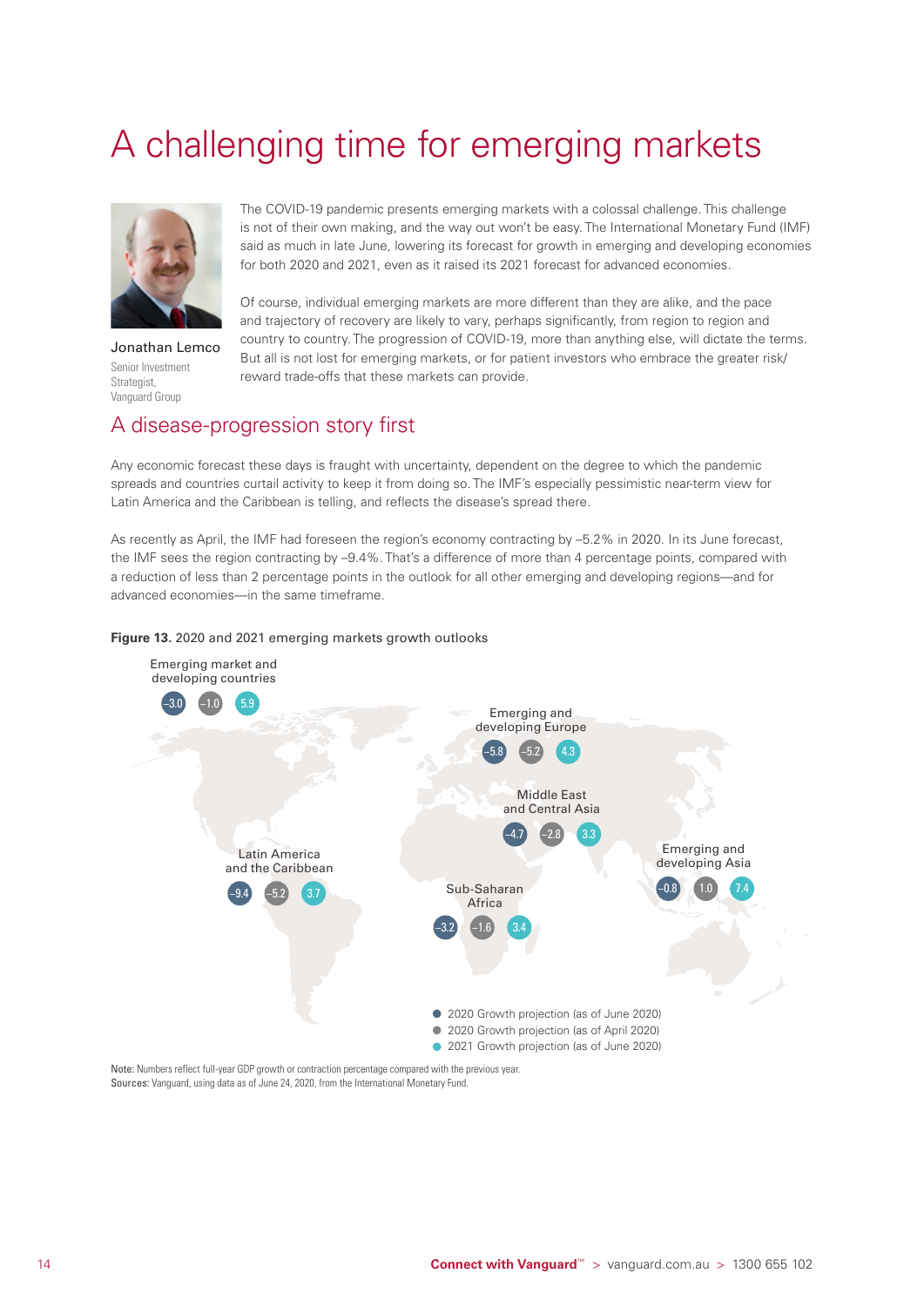# A challenging time for emerging markets

Jonathan Lemco
Senior Investment Strategist, Vanguard Group

The COVID-19 pandemic presents emerging markets with a colossal challenge. This challenge is not of their own making, and the way out won't be easy. The International Monetary Fund (IMF) said as much in late June, lowering its forecast for growth in emerging and developing economies for both 2020 and 2021, even as it raised its 2021 forecast for advanced economies.

Of course, individual emerging markets are more different than they are alike, and the pace and trajectory of recovery are likely to vary, perhaps significantly, from region to region and country to country. The progression of COVID-19, more than anything else, will dictate the terms. But all is not lost for emerging markets, or for patient investors who embrace the greater risk/reward trade-offs that these markets can provide.

## A disease-progression story first

Any economic forecast these days is fraught with uncertainty, dependent on the degree to which the pandemic spreads and countries curtail activity to keep it from doing so. The IMF's especially pessimistic near-term view for Latin America and the Caribbean is telling, and reflects the disease's spread there.

As recently as April, the IMF had foreseen the region's economy contracting by –5.2% in 2020. In its June forecast, the IMF sees the region contracting by –9.4%. That's a difference of more than 4 percentage points, compared with a reduction of less than 2 percentage points in the outlook for all other emerging and developing regions—and for advanced economies—in the same timeframe.

**Figure 13.** 2020 and 2021 emerging markets growth outlooks

| Region | 2020 Growth projection (as of June 2020) | 2020 Growth projection (as of April 2020) | 2021 Growth projection (as of June 2020) |
|---|---|---|---|
| Emerging market and developing countries | –3.0 | –1.0 | 5.9 |
| Emerging and developing Europe | –5.8 | –5.2 | 4.3 |
| Middle East and Central Asia | –4.7 | –2.8 | 3.3 |
| Latin America and the Caribbean | –9.4 | –5.2 | 3.7 |
| Sub-Saharan Africa | –3.2 | –1.6 | 3.4 |
| Emerging and developing Asia | –0.8 | 1.0 | 7.4 |

**Note:** Numbers reflect full-year GDP growth or contraction percentage compared with the previous year.
**Sources:** Vanguard, using data as of June 24, 2020, from the International Monetary Fund.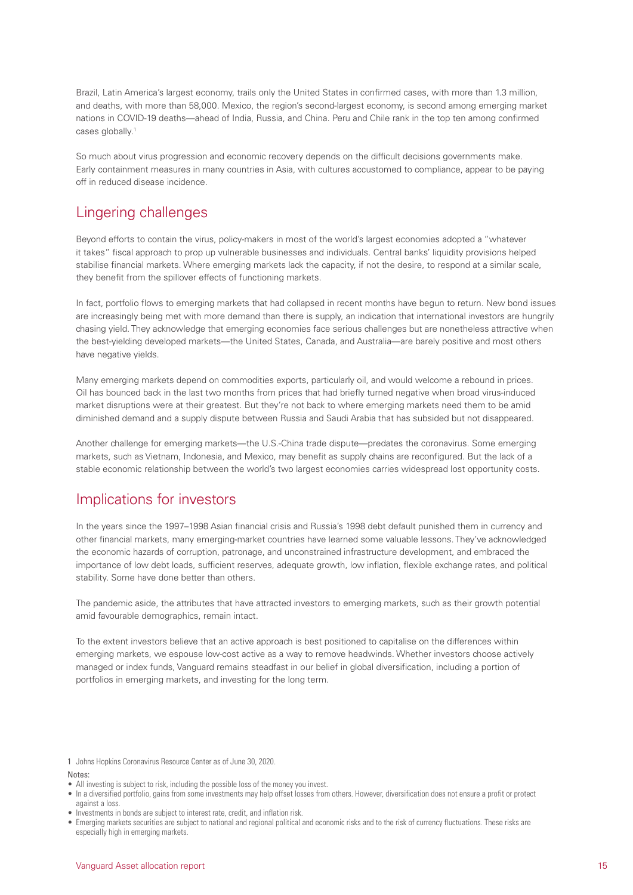Brazil, Latin America's largest economy, trails only the United States in confirmed cases, with more than 1.3 million, and deaths, with more than 58,000. Mexico, the region's second-largest economy, is second among emerging market nations in COVID-19 deaths—ahead of India, Russia, and China. Peru and Chile rank in the top ten among confirmed cases globally.[1]

So much about virus progression and economic recovery depends on the difficult decisions governments make. Early containment measures in many countries in Asia, with cultures accustomed to compliance, appear to be paying off in reduced disease incidence.

## Lingering challenges

Beyond efforts to contain the virus, policy-makers in most of the world's largest economies adopted a "whatever it takes" fiscal approach to prop up vulnerable businesses and individuals. Central banks' liquidity provisions helped stabilise financial markets. Where emerging markets lack the capacity, if not the desire, to respond at a similar scale, they benefit from the spillover effects of functioning markets.

In fact, portfolio flows to emerging markets that had collapsed in recent months have begun to return. New bond issues are increasingly being met with more demand than there is supply, an indication that international investors are hungrily chasing yield. They acknowledge that emerging economies face serious challenges but are nonetheless attractive when the best-yielding developed markets—the United States, Canada, and Australia—are barely positive and most others have negative yields.

Many emerging markets depend on commodities exports, particularly oil, and would welcome a rebound in prices. Oil has bounced back in the last two months from prices that had briefly turned negative when broad virus-induced market disruptions were at their greatest. But they're not back to where emerging markets need them to be amid diminished demand and a supply dispute between Russia and Saudi Arabia that has subsided but not disappeared.

Another challenge for emerging markets—the U.S.-China trade dispute—predates the coronavirus. Some emerging markets, such as Vietnam, Indonesia, and Mexico, may benefit as supply chains are reconfigured. But the lack of a stable economic relationship between the world's two largest economies carries widespread lost opportunity costs.

## Implications for investors

In the years since the 1997–1998 Asian financial crisis and Russia's 1998 debt default punished them in currency and other financial markets, many emerging-market countries have learned some valuable lessons. They've acknowledged the economic hazards of corruption, patronage, and unconstrained infrastructure development, and embraced the importance of low debt loads, sufficient reserves, adequate growth, low inflation, flexible exchange rates, and political stability. Some have done better than others.

The pandemic aside, the attributes that have attracted investors to emerging markets, such as their growth potential amid favourable demographics, remain intact.

To the extent investors believe that an active approach is best positioned to capitalise on the differences within emerging markets, we espouse low-cost active as a way to remove headwinds. Whether investors choose actively managed or index funds, Vanguard remains steadfast in our belief in global diversification, including a portion of portfolios in emerging markets, and investing for the long term.

1 Johns Hopkins Coronavirus Resource Center as of June 30, 2020.

Notes:

- All investing is subject to risk, including the possible loss of the money you invest.
- In a diversified portfolio, gains from some investments may help offset losses from others. However, diversification does not ensure a profit or protect against a loss.
- Investments in bonds are subject to interest rate, credit, and inflation risk.
- Emerging markets securities are subject to national and regional political and economic risks and to the risk of currency fluctuations. These risks are especially high in emerging markets.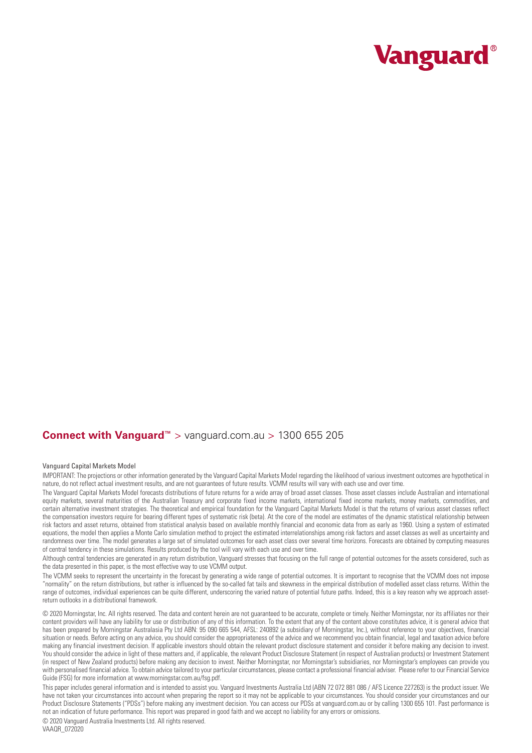Vanguard®

**Connect with Vanguard™** > vanguard.com.au > 1300 655 205

Vanguard Capital Markets Model

IMPORTANT: The projections or other information generated by the Vanguard Capital Markets Model regarding the likelihood of various investment outcomes are hypothetical in nature, do not reflect actual investment results, and are not guarantees of future results. VCMM results will vary with each use and over time.

The Vanguard Capital Markets Model forecasts distributions of future returns for a wide array of broad asset classes. Those asset classes include Australian and international equity markets, several maturities of the Australian Treasury and corporate fixed income markets, international fixed income markets, money markets, commodities, and certain alternative investment strategies. The theoretical and empirical foundation for the Vanguard Capital Markets Model is that the returns of various asset classes reflect the compensation investors require for bearing different types of systematic risk (beta). At the core of the model are estimates of the dynamic statistical relationship between risk factors and asset returns, obtained from statistical analysis based on available monthly financial and economic data from as early as 1960. Using a system of estimated equations, the model then applies a Monte Carlo simulation method to project the estimated interrelationships among risk factors and asset classes as well as uncertainty and randomness over time. The model generates a large set of simulated outcomes for each asset class over several time horizons. Forecasts are obtained by computing measures of central tendency in these simulations. Results produced by the tool will vary with each use and over time.

Although central tendencies are generated in any return distribution, Vanguard stresses that focusing on the full range of potential outcomes for the assets considered, such as the data presented in this paper, is the most effective way to use VCMM output.

The VCMM seeks to represent the uncertainty in the forecast by generating a wide range of potential outcomes. It is important to recognise that the VCMM does not impose "normality" on the return distributions, but rather is influenced by the so-called fat tails and skewness in the empirical distribution of modelled asset class returns. Within the range of outcomes, individual experiences can be quite different, underscoring the varied nature of potential future paths. Indeed, this is a key reason why we approach asset-return outlooks in a distributional framework.

© 2020 Morningstar, Inc. All rights reserved. The data and content herein are not guaranteed to be accurate, complete or timely. Neither Morningstar, nor its affiliates nor their content providers will have any liability for use or distribution of any of this information. To the extent that any of the content above constitutes advice, it is general advice that has been prepared by Morningstar Australasia Pty Ltd ABN: 95 090 665 544, AFSL: 240892 (a subsidiary of Morningstar, Inc.), without reference to your objectives, financial situation or needs. Before acting on any advice, you should consider the appropriateness of the advice and we recommend you obtain financial, legal and taxation advice before making any financial investment decision. If applicable investors should obtain the relevant product disclosure statement and consider it before making any decision to invest. You should consider the advice in light of these matters and, if applicable, the relevant Product Disclosure Statement (in respect of Australian products) or Investment Statement (in respect of New Zealand products) before making any decision to invest. Neither Morningstar, nor Morningstar's subsidiaries, nor Morningstar's employees can provide you with personalised financial advice. To obtain advice tailored to your particular circumstances, please contact a professional financial adviser. Please refer to our Financial Service Guide (FSG) for more information at www.morningstar.com.au/fsg.pdf.

This paper includes general information and is intended to assist you. Vanguard Investments Australia Ltd (ABN 72 072 881 086 / AFS Licence 227263) is the product issuer. We have not taken your circumstances into account when preparing the report so it may not be applicable to your circumstances. You should consider your circumstances and our Product Disclosure Statements ("PDSs") before making any investment decision. You can access our PDSs at vanguard.com.au or by calling 1300 655 101. Past performance is not an indication of future performance. This report was prepared in good faith and we accept no liability for any errors or omissions.

© 2020 Vanguard Australia Investments Ltd. All rights reserved.
VAAQR_072020